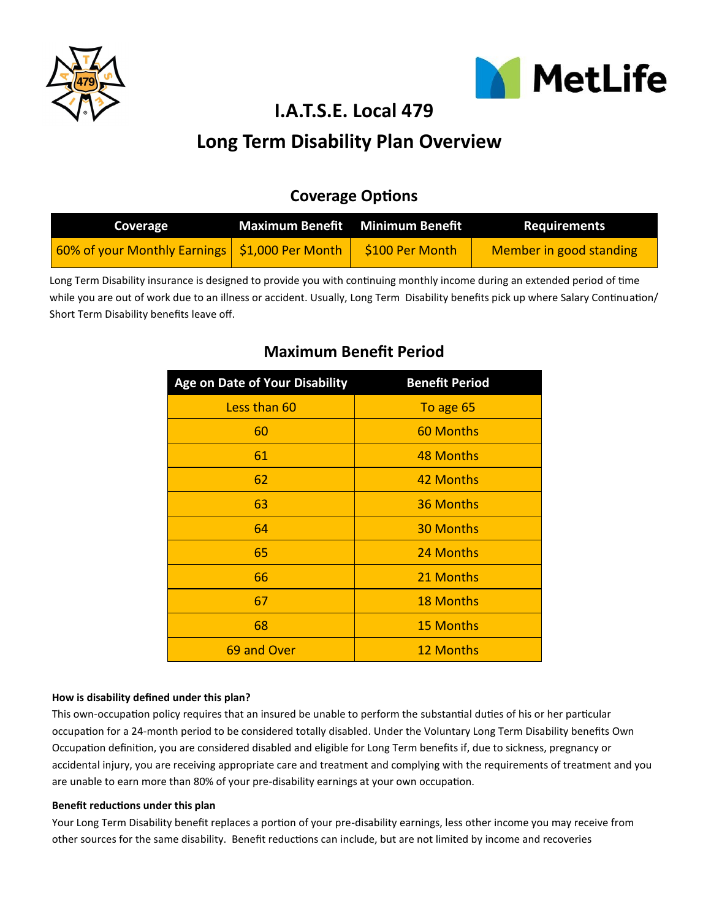# I.A.T.S.E. Local 479

# Long Term Disability Plan Overview

## Coverage Options

| Coverage | Maximum Benefit | Minimum Benefit | Requirements |
|---|---|---|---|
| 60% of your Monthly Earnings | $1,000 Per Month | $100 Per Month | Member in good standing |

Long Term Disability insurance is designed to provide you with continuing monthly income during an extended period of time while you are out of work due to an illness or accident. Usually, Long Term Disability benefits pick up where Salary Continuation/ Short Term Disability benefits leave off.

## Maximum Benefit Period

| Age on Date of Your Disability | Benefit Period |
|---|---|
| Less than 60 | To age 65 |
| 60 | 60 Months |
| 61 | 48 Months |
| 62 | 42 Months |
| 63 | 36 Months |
| 64 | 30 Months |
| 65 | 24 Months |
| 66 | 21 Months |
| 67 | 18 Months |
| 68 | 15 Months |
| 69 and Over | 12 Months |

**How is disability defined under this plan?**

This own-occupation policy requires that an insured be unable to perform the substantial duties of his or her particular occupation for a 24-month period to be considered totally disabled. Under the Voluntary Long Term Disability benefits Own Occupation definition, you are considered disabled and eligible for Long Term benefits if, due to sickness, pregnancy or accidental injury, you are receiving appropriate care and treatment and complying with the requirements of treatment and you are unable to earn more than 80% of your pre-disability earnings at your own occupation.

**Benefit reductions under this plan**

Your Long Term Disability benefit replaces a portion of your pre-disability earnings, less other income you may receive from other sources for the same disability. Benefit reductions can include, but are not limited by income and recoveries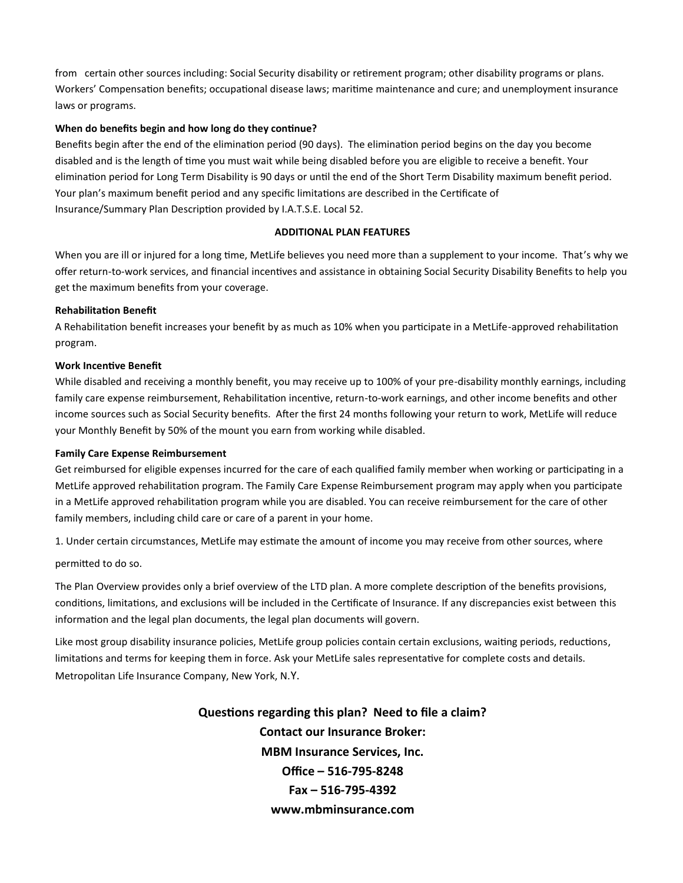from certain other sources including: Social Security disability or retirement program; other disability programs or plans. Workers' Compensation benefits; occupational disease laws; maritime maintenance and cure; and unemployment insurance laws or programs.

**When do benefits begin and how long do they continue?**

Benefits begin after the end of the elimination period (90 days). The elimination period begins on the day you become disabled and is the length of time you must wait while being disabled before you are eligible to receive a benefit. Your elimination period for Long Term Disability is 90 days or until the end of the Short Term Disability maximum benefit period. Your plan's maximum benefit period and any specific limitations are described in the Certificate of Insurance/Summary Plan Description provided by I.A.T.S.E. Local 52.

## ADDITIONAL PLAN FEATURES

When you are ill or injured for a long time, MetLife believes you need more than a supplement to your income. That's why we offer return-to-work services, and financial incentives and assistance in obtaining Social Security Disability Benefits to help you get the maximum benefits from your coverage.

**Rehabilitation Benefit**

A Rehabilitation benefit increases your benefit by as much as 10% when you participate in a MetLife-approved rehabilitation program.

**Work Incentive Benefit**

While disabled and receiving a monthly benefit, you may receive up to 100% of your pre-disability monthly earnings, including family care expense reimbursement, Rehabilitation incentive, return-to-work earnings, and other income benefits and other income sources such as Social Security benefits. After the first 24 months following your return to work, MetLife will reduce your Monthly Benefit by 50% of the mount you earn from working while disabled.

**Family Care Expense Reimbursement**

Get reimbursed for eligible expenses incurred for the care of each qualified family member when working or participating in a MetLife approved rehabilitation program. The Family Care Expense Reimbursement program may apply when you participate in a MetLife approved rehabilitation program while you are disabled. You can receive reimbursement for the care of other family members, including child care or care of a parent in your home.

1. Under certain circumstances, MetLife may estimate the amount of income you may receive from other sources, where permitted to do so.

The Plan Overview provides only a brief overview of the LTD plan. A more complete description of the benefits provisions, conditions, limitations, and exclusions will be included in the Certificate of Insurance. If any discrepancies exist between this information and the legal plan documents, the legal plan documents will govern.

Like most group disability insurance policies, MetLife group policies contain certain exclusions, waiting periods, reductions, limitations and terms for keeping them in force. Ask your MetLife sales representative for complete costs and details. Metropolitan Life Insurance Company, New York, N.Y.

**Questions regarding this plan? Need to file a claim?**
**Contact our Insurance Broker:**
**MBM Insurance Services, Inc.**
**Office – 516-795-8248**
**Fax – 516-795-4392**
**www.mbminsurance.com**